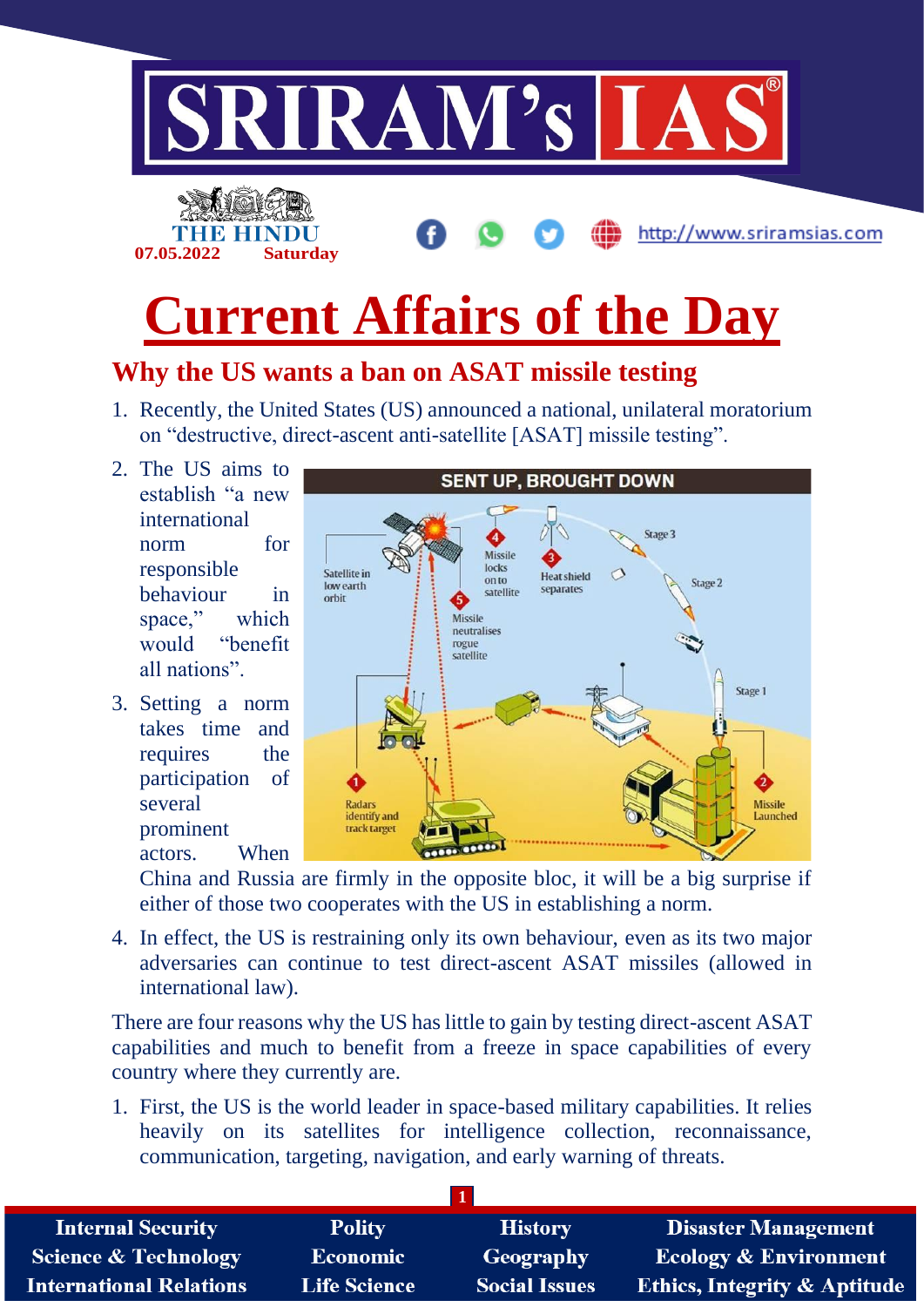# Current Affairs of the Day

## Why the US wants a ban on ASAT missile testing

1. Recently, the United States (US) announced a national, unilateral moratorium on "destructive, direct-ascent anti-satellite [ASAT] missile testing".
2. The US aims to establish "a new international norm for responsible behaviour in space," which would "benefit all nations".
3. Setting a norm takes time and requires the participation of several prominent actors. When China and Russia are firmly in the opposite bloc, it will be a big surprise if either of those two cooperates with the US in establishing a norm.
4. In effect, the US is restraining only its own behaviour, even as its two major adversaries can continue to test direct-ascent ASAT missiles (allowed in international law).

**SENT UP, BROUGHT DOWN**

1. Radars identify and track target
2. Missile Launched
3. Heat shield separates
4. Missile locks onto satellite
5. Missile neutralises rogue satellite

Satellite in low earth orbit; Stage 1; Stage 2; Stage 3

There are four reasons why the US has little to gain by testing direct-ascent ASAT capabilities and much to benefit from a freeze in space capabilities of every country where they currently are.

1. First, the US is the world leader in space-based military capabilities. It relies heavily on its satellites for intelligence collection, reconnaissance, communication, targeting, navigation, and early warning of threats.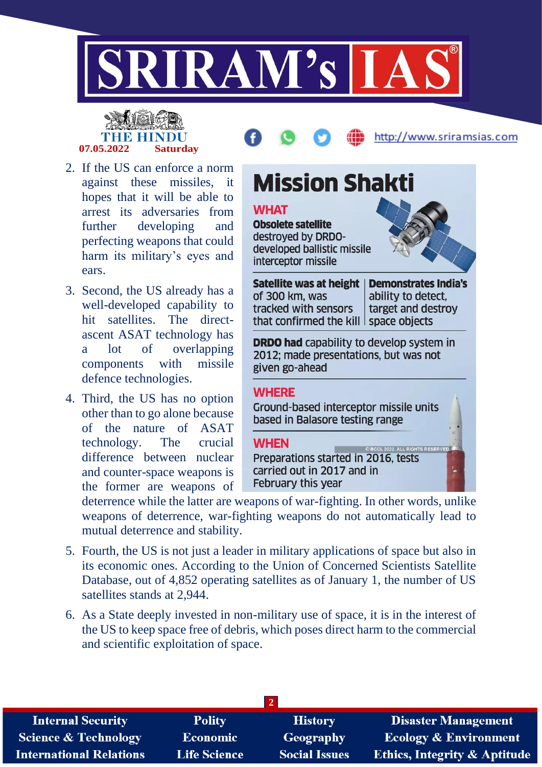2. If the US can enforce a norm against these missiles, it hopes that it will be able to arrest its adversaries from further developing and perfecting weapons that could harm its military's eyes and ears.

3. Second, the US already has a well-developed capability to hit satellites. The direct-ascent ASAT technology has a lot of overlapping components with missile defence technologies.

4. Third, the US has no option other than to go alone because of the nature of ASAT technology. The crucial difference between nuclear and counter-space weapons is the former are weapons of deterrence while the latter are weapons of war-fighting. In other words, unlike weapons of deterrence, war-fighting weapons do not automatically lead to mutual deterrence and stability.

5. Fourth, the US is not just a leader in military applications of space but also in its economic ones. According to the Union of Concerned Scientists Satellite Database, out of 4,852 operating satellites as of January 1, the number of US satellites stands at 2,944.

6. As a State deeply invested in non-military use of space, it is in the interest of the US to keep space free of debris, which poses direct harm to the commercial and scientific exploitation of space.

## Mission Shakti

**WHAT**

**Obsolete satellite** destroyed by DRDO-developed ballistic missile interceptor missile

**Satellite was at height** of 300 km, was tracked with sensors that confirmed the kill

**Demonstrates India's** ability to detect, target and destroy space objects

**DRDO had** capability to develop system in 2012; made presentations, but was not given go-ahead

**WHERE**

Ground-based interceptor missile units based in Balasore testing range

**WHEN**

Preparations started in 2016, tests carried out in 2017 and in February this year

© BCCL 2022. ALL RIGHTS RESERVED.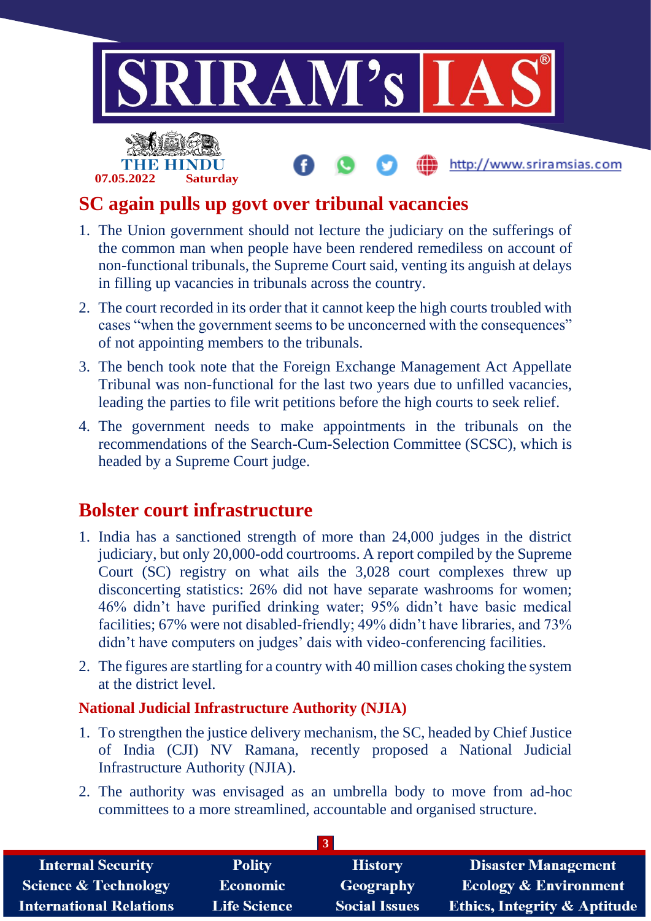## SC again pulls up govt over tribunal vacancies

1. The Union government should not lecture the judiciary on the sufferings of the common man when people have been rendered remediless on account of non-functional tribunals, the Supreme Court said, venting its anguish at delays in filling up vacancies in tribunals across the country.
2. The court recorded in its order that it cannot keep the high courts troubled with cases "when the government seems to be unconcerned with the consequences" of not appointing members to the tribunals.
3. The bench took note that the Foreign Exchange Management Act Appellate Tribunal was non-functional for the last two years due to unfilled vacancies, leading the parties to file writ petitions before the high courts to seek relief.
4. The government needs to make appointments in the tribunals on the recommendations of the Search-Cum-Selection Committee (SCSC), which is headed by a Supreme Court judge.

## Bolster court infrastructure

1. India has a sanctioned strength of more than 24,000 judges in the district judiciary, but only 20,000-odd courtrooms. A report compiled by the Supreme Court (SC) registry on what ails the 3,028 court complexes threw up disconcerting statistics: 26% did not have separate washrooms for women; 46% didn't have purified drinking water; 95% didn't have basic medical facilities; 67% were not disabled-friendly; 49% didn't have libraries, and 73% didn't have computers on judges' dais with video-conferencing facilities.
2. The figures are startling for a country with 40 million cases choking the system at the district level.

### National Judicial Infrastructure Authority (NJIA)

1. To strengthen the justice delivery mechanism, the SC, headed by Chief Justice of India (CJI) NV Ramana, recently proposed a National Judicial Infrastructure Authority (NJIA).
2. The authority was envisaged as an umbrella body to move from ad-hoc committees to a more streamlined, accountable and organised structure.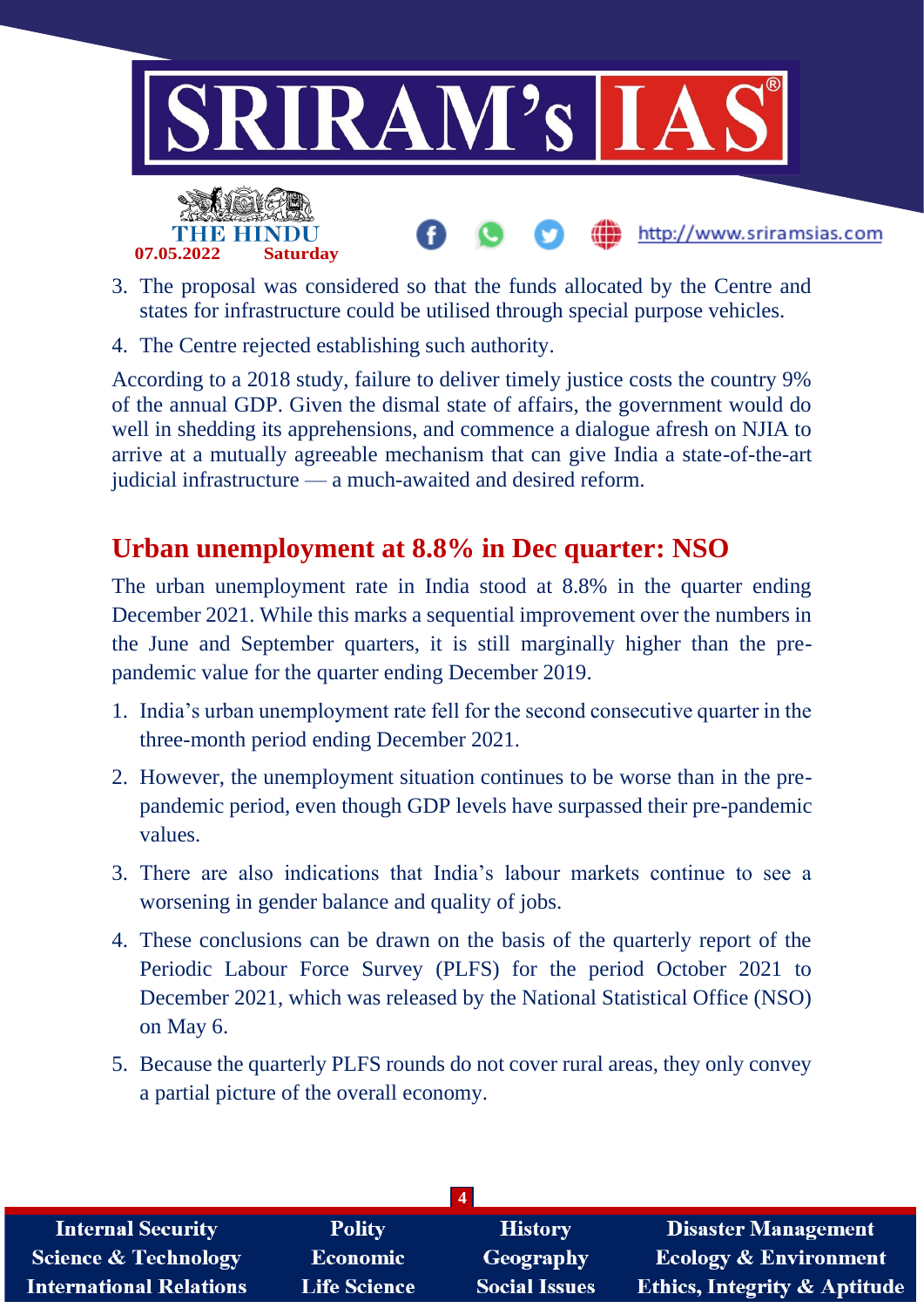3. The proposal was considered so that the funds allocated by the Centre and states for infrastructure could be utilised through special purpose vehicles.
4. The Centre rejected establishing such authority.

According to a 2018 study, failure to deliver timely justice costs the country 9% of the annual GDP. Given the dismal state of affairs, the government would do well in shedding its apprehensions, and commence a dialogue afresh on NJIA to arrive at a mutually agreeable mechanism that can give India a state-of-the-art judicial infrastructure — a much-awaited and desired reform.

## Urban unemployment at 8.8% in Dec quarter: NSO

The urban unemployment rate in India stood at 8.8% in the quarter ending December 2021. While this marks a sequential improvement over the numbers in the June and September quarters, it is still marginally higher than the pre-pandemic value for the quarter ending December 2019.

1. India's urban unemployment rate fell for the second consecutive quarter in the three-month period ending December 2021.
2. However, the unemployment situation continues to be worse than in the pre-pandemic period, even though GDP levels have surpassed their pre-pandemic values.
3. There are also indications that India's labour markets continue to see a worsening in gender balance and quality of jobs.
4. These conclusions can be drawn on the basis of the quarterly report of the Periodic Labour Force Survey (PLFS) for the period October 2021 to December 2021, which was released by the National Statistical Office (NSO) on May 6.
5. Because the quarterly PLFS rounds do not cover rural areas, they only convey a partial picture of the overall economy.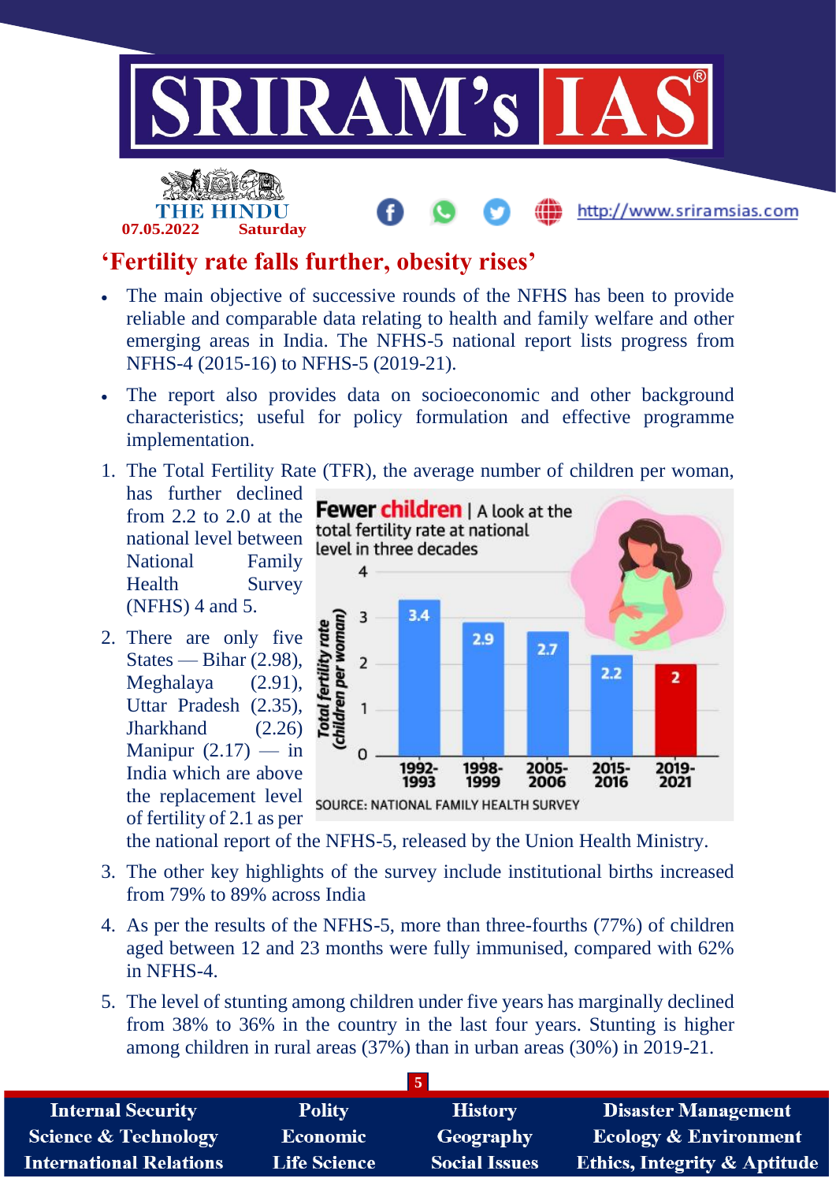## 'Fertility rate falls further, obesity rises'

- The main objective of successive rounds of the NFHS has been to provide reliable and comparable data relating to health and family welfare and other emerging areas in India. The NFHS-5 national report lists progress from NFHS-4 (2015-16) to NFHS-5 (2019-21).
- The report also provides data on socioeconomic and other background characteristics; useful for policy formulation and effective programme implementation.

1. The Total Fertility Rate (TFR), the average number of children per woman, has further declined from 2.2 to 2.0 at the national level between National Family Health Survey (NFHS) 4 and 5.
2. There are only five States — Bihar (2.98), Meghalaya (2.91), Uttar Pradesh (2.35), Jharkhand (2.26) Manipur (2.17) — in India which are above the replacement level of fertility of 2.1 as per the national report of the NFHS-5, released by the Union Health Ministry.

**Fewer children** | A look at the total fertility rate at national level in three decades

| Period | Total fertility rate (children per woman) |
|---|---|
| 1992-1993 | 3.4 |
| 1998-1999 | 2.9 |
| 2005-2006 | 2.7 |
| 2015-2016 | 2.2 |
| 2019-2021 | 2 |

SOURCE: NATIONAL FAMILY HEALTH SURVEY

3. The other key highlights of the survey include institutional births increased from 79% to 89% across India
4. As per the results of the NFHS-5, more than three-fourths (77%) of children aged between 12 and 23 months were fully immunised, compared with 62% in NFHS-4.
5. The level of stunting among children under five years has marginally declined from 38% to 36% in the country in the last four years. Stunting is higher among children in rural areas (37%) than in urban areas (30%) in 2019-21.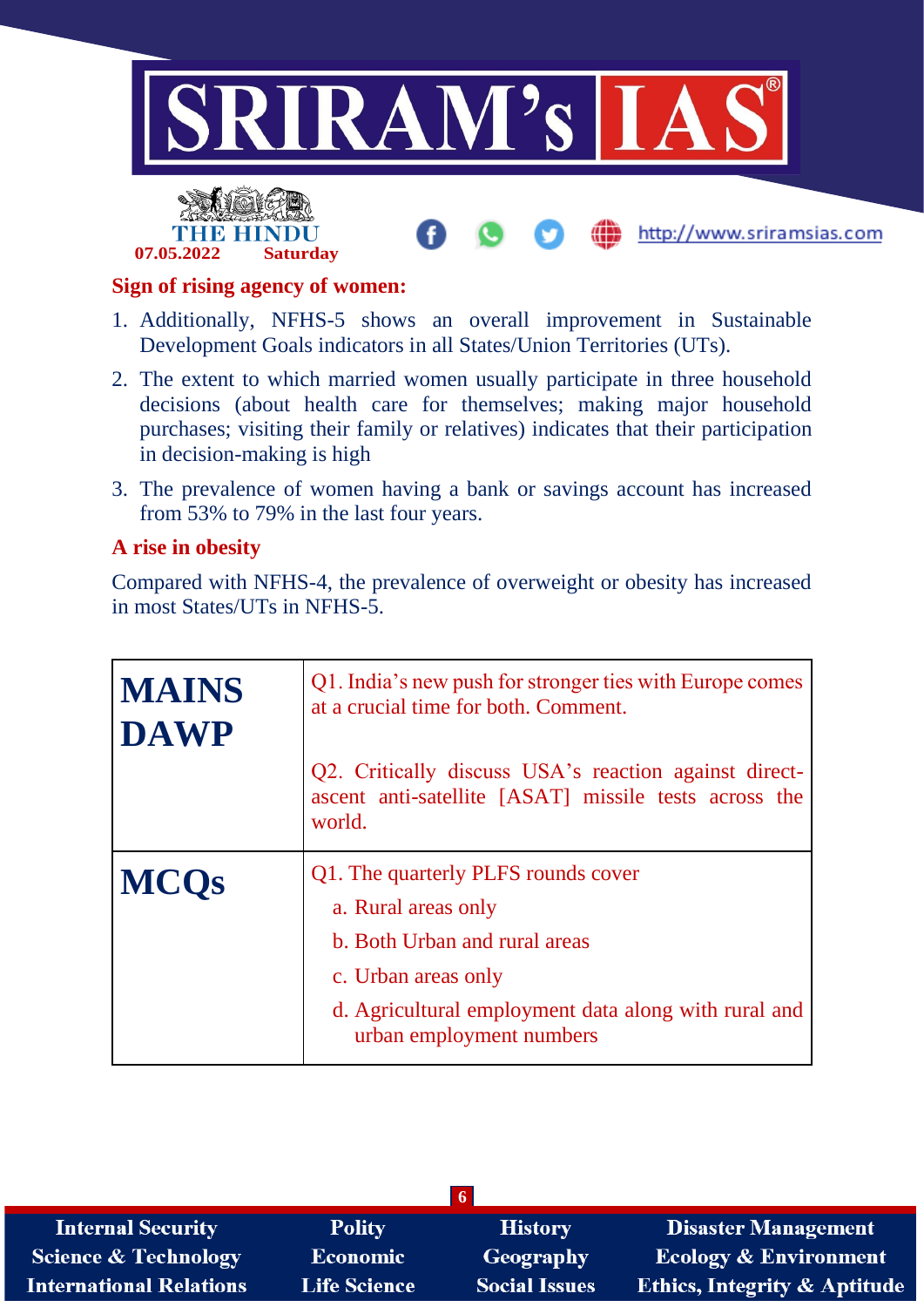## Sign of rising agency of women:

1. Additionally, NFHS-5 shows an overall improvement in Sustainable Development Goals indicators in all States/Union Territories (UTs).
2. The extent to which married women usually participate in three household decisions (about health care for themselves; making major household purchases; visiting their family or relatives) indicates that their participation in decision-making is high
3. The prevalence of women having a bank or savings account has increased from 53% to 79% in the last four years.

## A rise in obesity

Compared with NFHS-4, the prevalence of overweight or obesity has increased in most States/UTs in NFHS-5.

| | |
|---|---|
| **MAINS DAWP** | Q1. India's new push for stronger ties with Europe comes at a crucial time for both. Comment.<br><br>Q2. Critically discuss USA's reaction against direct-ascent anti-satellite [ASAT] missile tests across the world. |
| **MCQs** | Q1. The quarterly PLFS rounds cover<br>a. Rural areas only<br>b. Both Urban and rural areas<br>c. Urban areas only<br>d. Agricultural employment data along with rural and urban employment numbers |